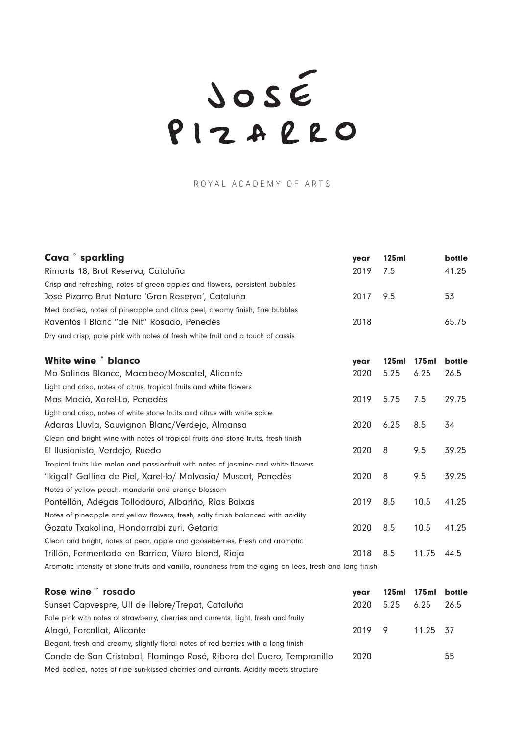# JOSÉ PIZARRO

ROYAL ACADEMY OF ARTS

| **Cava ˚ sparkling** | **year** | **125ml** | | **bottle** |
|---|---|---|---|---|
| Rimarts 18, Brut Reserva, Cataluña | 2019 | 7.5 | | 41.25 |
| Crisp and refreshing, notes of green apples and flowers, persistent bubbles | | | | |
| José Pizarro Brut Nature 'Gran Reserva', Cataluña | 2017 | 9.5 | | 53 |
| Med bodied, notes of pineapple and citrus peel, creamy finish, fine bubbles | | | | |
| Raventós I Blanc "de Nit" Rosado, Penedès | 2018 | | | 65.75 |
| Dry and crisp, pale pink with notes of fresh white fruit and a touch of cassis | | | | |

| **White wine ˚ blanco** | **year** | **125ml** | **175ml** | **bottle** |
|---|---|---|---|---|
| Mo Salinas Blanco, Macabeo/Moscatel, Alicante | 2020 | 5.25 | 6.25 | 26.5 |
| Light and crisp, notes of citrus, tropical fruits and white flowers | | | | |
| Mas Macià, Xarel-Lo, Penedès | 2019 | 5.75 | 7.5 | 29.75 |
| Light and crisp, notes of white stone fruits and citrus with white spice | | | | |
| Adaras Lluvia, Sauvignon Blanc/Verdejo, Almansa | 2020 | 6.25 | 8.5 | 34 |
| Clean and bright wine with notes of tropical fruits and stone fruits, fresh finish | | | | |
| El Ilusionista, Verdejo, Rueda | 2020 | 8 | 9.5 | 39.25 |
| Tropical fruits like melon and passionfruit with notes of jasmine and white flowers | | | | |
| 'Ikigall' Gallina de Piel, Xarel-lo/ Malvasia/ Muscat, Penedès | 2020 | 8 | 9.5 | 39.25 |
| Notes of yellow peach, mandarin and orange blossom | | | | |
| Pontellón, Adegas Tollodouro, Albariño, Rías Baixas | 2019 | 8.5 | 10.5 | 41.25 |
| Notes of pineapple and yellow flowers, fresh, salty finish balanced with acidity | | | | |
| Gozatu Txakolina, Hondarrabi zuri, Getaria | 2020 | 8.5 | 10.5 | 41.25 |
| Clean and bright, notes of pear, apple and gooseberries. Fresh and aromatic | | | | |
| Trillón, Fermentado en Barrica, Viura blend, Rioja | 2018 | 8.5 | 11.75 | 44.5 |
| Aromatic intensity of stone fruits and vanilla, roundness from the aging on lees, fresh and long finish | | | | |

| **Rose wine ˚ rosado** | **year** | **125ml** | **175ml** | **bottle** |
|---|---|---|---|---|
| Sunset Capvespre, Ull de llebre/Trepat, Cataluña | 2020 | 5.25 | 6.25 | 26.5 |
| Pale pink with notes of strawberry, cherries and currents. Light, fresh and fruity | | | | |
| Alagú, Forcallat, Alicante | 2019 | 9 | 11.25 | 37 |
| Elegant, fresh and creamy, slightly floral notes of red berries with a long finish | | | | |
| Conde de San Cristobal, Flamingo Rosé, Ribera del Duero, Tempranillo | 2020 | | | 55 |
| Med bodied, notes of ripe sun-kissed cherries and currants. Acidity meets structure | | | | |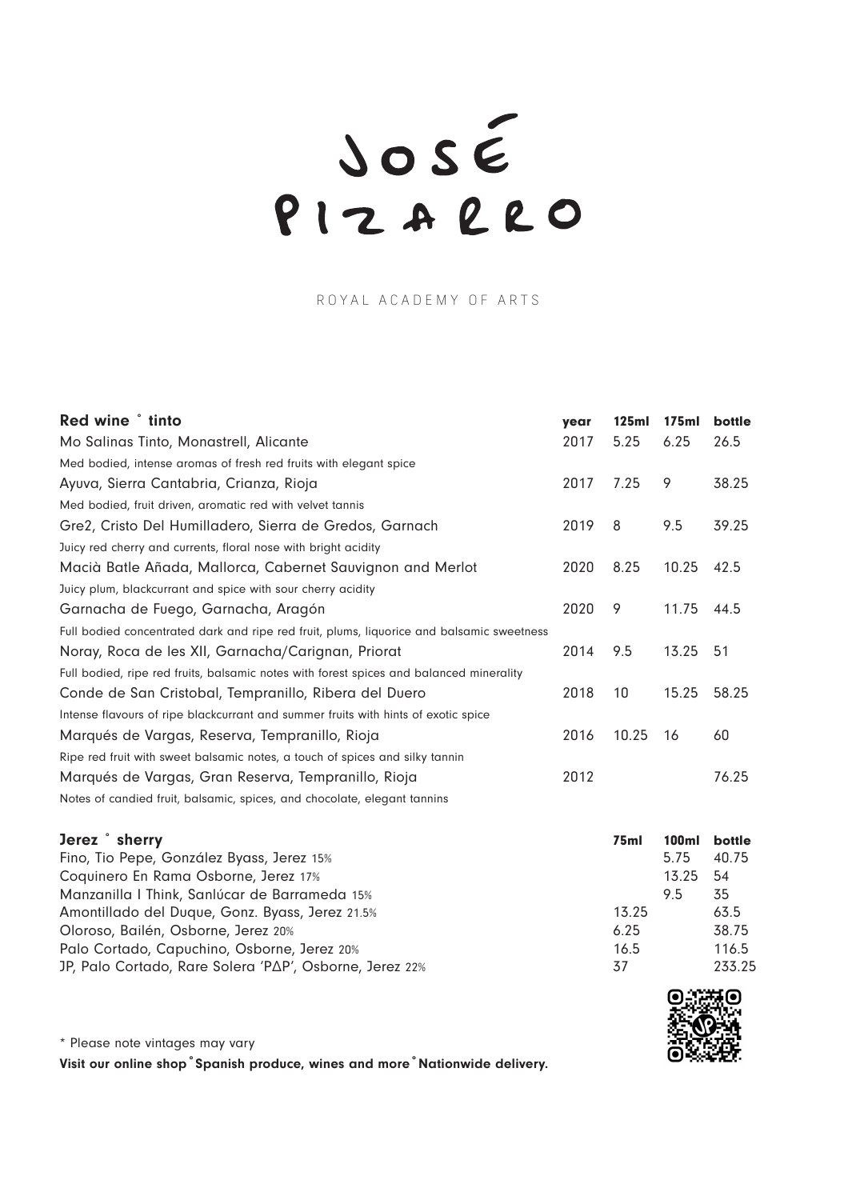# JOSÉ PIZARRO

ROYAL ACADEMY OF ARTS

| Red wine ˚ tinto | year | 125ml | 175ml | bottle |
| --- | --- | --- | --- | --- |
| Mo Salinas Tinto, Monastrell, Alicante<br>Med bodied, intense aromas of fresh red fruits with elegant spice | 2017 | 5.25 | 6.25 | 26.5 |
| Ayuva, Sierra Cantabria, Crianza, Rioja<br>Med bodied, fruit driven, aromatic red with velvet tannis | 2017 | 7.25 | 9 | 38.25 |
| Gre2, Cristo Del Humilladero, Sierra de Gredos, Garnach<br>Juicy red cherry and currents, floral nose with bright acidity | 2019 | 8 | 9.5 | 39.25 |
| Macià Batle Añada, Mallorca, Cabernet Sauvignon and Merlot<br>Juicy plum, blackcurrant and spice with sour cherry acidity | 2020 | 8.25 | 10.25 | 42.5 |
| Garnacha de Fuego, Garnacha, Aragón<br>Full bodied concentrated dark and ripe red fruit, plums, liquorice and balsamic sweetness | 2020 | 9 | 11.75 | 44.5 |
| Noray, Roca de les XII, Garnacha/Carignan, Priorat<br>Full bodied, ripe red fruits, balsamic notes with forest spices and balanced minerality | 2014 | 9.5 | 13.25 | 51 |
| Conde de San Cristobal, Tempranillo, Ribera del Duero<br>Intense flavours of ripe blackcurrant and summer fruits with hints of exotic spice | 2018 | 10 | 15.25 | 58.25 |
| Marqués de Vargas, Reserva, Tempranillo, Rioja<br>Ripe red fruit with sweet balsamic notes, a touch of spices and silky tannin | 2016 | 10.25 | 16 | 60 |
| Marqués de Vargas, Gran Reserva, Tempranillo, Rioja<br>Notes of candied fruit, balsamic, spices, and chocolate, elegant tannins | 2012 | | | 76.25 |

| Jerez ˚ sherry | 75ml | 100ml | bottle |
| --- | --- | --- | --- |
| Fino, Tio Pepe, González Byass, Jerez 15% | | 5.75 | 40.75 |
| Coquinero En Rama Osborne, Jerez 17% | | 13.25 | 54 |
| Manzanilla I Think, Sanlúcar de Barrameda 15% | | 9.5 | 35 |
| Amontillado del Duque, Gonz. Byass, Jerez 21.5% | 13.25 | | 63.5 |
| Oloroso, Bailén, Osborne, Jerez 20% | 6.25 | | 38.75 |
| Palo Cortado, Capuchino, Osborne, Jerez 20% | 16.5 | | 116.5 |
| JP, Palo Cortado, Rare Solera 'PΔP', Osborne, Jerez 22% | 37 | | 233.25 |

* Please note vintages may vary

**Visit our online shop ˚ Spanish produce, wines and more ˚ Nationwide delivery.**